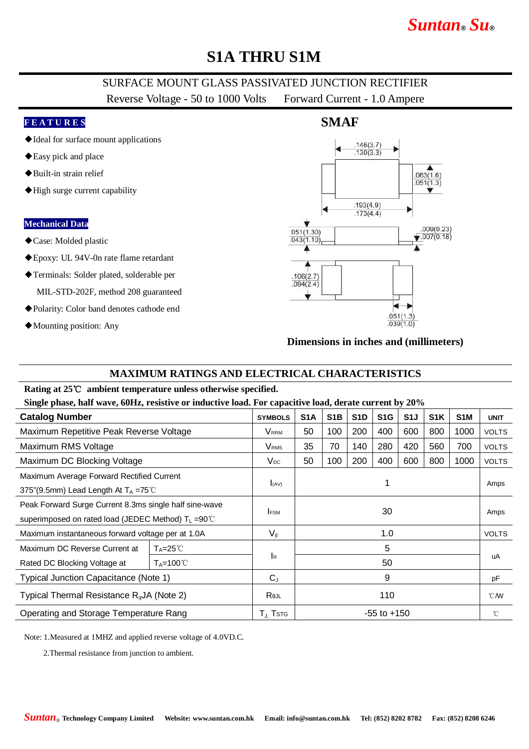# S1A THRU S1M

SURFACE MOUNT GLASS PASSIVATED JUNCTION RECTIFIER

Reverse Voltage - 50 to 1000 Volts    Forward Current - 1.0 Ampere

**FEATURES**

- ◆Ideal for surface mount applications
- ◆Easy pick and place
- ◆Built-in strain relief
- ◆High surge current capability

**Mechanical Data**

- ◆Case: Molded plastic
- ◆Epoxy: UL 94V-0n rate flame retardant
- ◆Terminals: Solder plated, solderable per MIL-STD-202F, method 208 guaranteed
- ◆Polarity: Color band denotes cathode end
- ◆Mounting position: Any

**SMAF**

.146(3.7) .130(3.3)
.063(1.6) .051(1.3)
.193(4.9) .173(4.4)
.051(1.30) .043(1.10)
.009(0.23) .007(0.18)
.106(2.7) .094(2.4)
.051(1.3) .039(1.0)

**Dimensions in inches and (millimeters)**

## MAXIMUM RATINGS AND ELECTRICAL CHARACTERISTICS

**Rating at 25℃ ambient temperature unless otherwise specified.**

**Single phase, half wave, 60Hz, resistive or inductive load. For capacitive load, derate current by 20%**

| Catalog Number | | SYMBOLS | S1A | S1B | S1D | S1G | S1J | S1K | S1M | UNIT |
|---|---|---|---|---|---|---|---|---|---|---|
| Maximum Repetitive Peak Reverse Voltage | | $V_{RRM}$ | 50 | 100 | 200 | 400 | 600 | 800 | 1000 | VOLTS |
| Maximum RMS Voltage | | $V_{RMS}$ | 35 | 70 | 140 | 280 | 420 | 560 | 700 | VOLTS |
| Maximum DC Blocking Voltage | | $V_{DC}$ | 50 | 100 | 200 | 400 | 600 | 800 | 1000 | VOLTS |
| Maximum Average Forward Rectified Current 375"(9.5mm) Lead Length At $T_A$ =75℃ | | $I_{(AV)}$ | 1 | | | | | | | Amps |
| Peak Forward Surge Current 8.3ms single half sine-wave superimposed on rated load (JEDEC Method) $T_L$ =90℃ | | $I_{FSM}$ | 30 | | | | | | | Amps |
| Maximum instantaneous forward voltage per at 1.0A | | $V_F$ | 1.0 | | | | | | | VOLTS |
| Maximum DC Reverse Current at | $T_A$=25℃ | $I_R$ | 5 | | | | | | | uA |
| Rated DC Blocking Voltage at | $T_A$=100℃ | | 50 | | | | | | | |
| Typical Junction Capacitance (Note 1) | | $C_J$ | 9 | | | | | | | pF |
| Typical Thermal Resistance $R_{\theta}$JA (Note 2) | | $R_{\theta JL}$ | 110 | | | | | | | ℃/W |
| Operating and Storage Temperature Rang | | $T_J$, $T_{STG}$ | -55 to +150 | | | | | | | ℃ |

Note: 1.Measured at 1MHZ and applied reverse voltage of 4.0VD.C.

2.Thermal resistance from junction to ambient.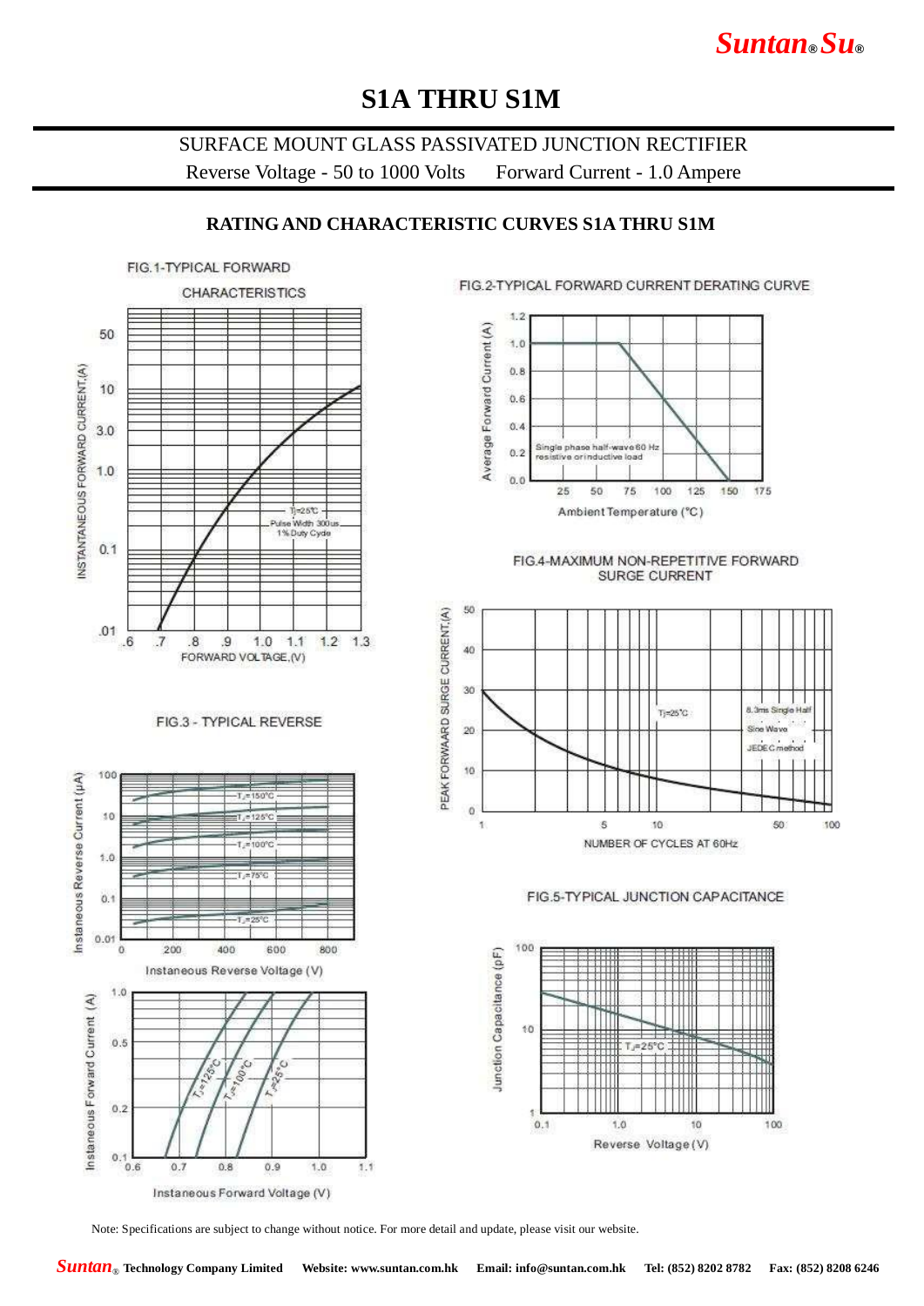# S1A THRU S1M

SURFACE MOUNT GLASS PASSIVATED JUNCTION RECTIFIER

Reverse Voltage - 50 to 1000 Volts　　Forward Current - 1.0 Ampere

## RATING AND CHARACTERISTIC CURVES S1A THRU S1M

FIG.1-TYPICAL FORWARD CHARACTERISTICS

INSTANTANEOUS FORWARD CURRENT,(A)

50
10
3.0
1.0
0.1
.01

.6 .7 .8 .9 1.0 1.1 1.2 1.3

FORWARD VOLTAGE,(V)

Tj=25℃
Pulse Width 300us
1% Duty Cycle

FIG.2-TYPICAL FORWARD CURRENT DERATING CURVE

Average Forward Current (A)

1.2
1.0
0.8
0.6
0.4
0.2
0.0

25 50 75 100 125 150 175

Ambient Temperature (°C)

Single phase half-wave 60 Hz
resistive or inductive load

FIG.3 - TYPICAL REVERSE

Instaneous Reverse Current (μA)

100
10
1.0
0.1
0.01

0 200 400 600 800

Instaneous Reverse Voltage (V)

$T_J$=150°C
$T_J$=125°C
$T_J$=100°C
$T_J$=75°C
$T_J$=25°C

Instaneous Forward Current (A)

1.0
0.5
0.2
0.1

0.6 0.7 0.8 0.9 1.0 1.1

Instaneous Forward Voltage (V)

$T_J$=125°C
$T_J$=100°C
$T_J$=25°C

FIG.4-MAXIMUM NON-REPETITIVE FORWARD SURGE CURRENT

PEAK FORWAARD SURGE CURRENT,(A)

50
40
30
20
10
0

1 5 10 50 100

NUMBER OF CYCLES AT 60Hz

Tj=25°C

8.3ms Single Half
Sine Wave
JEDEC method

FIG.5-TYPICAL JUNCTION CAPACITANCE

Junction Capacitance (pF)

100
10
1

0.1 1.0 10 100

Reverse Voltage (V)

$T_J$=25°C

Note: Specifications are subject to change without notice. For more detail and update, please visit our website.